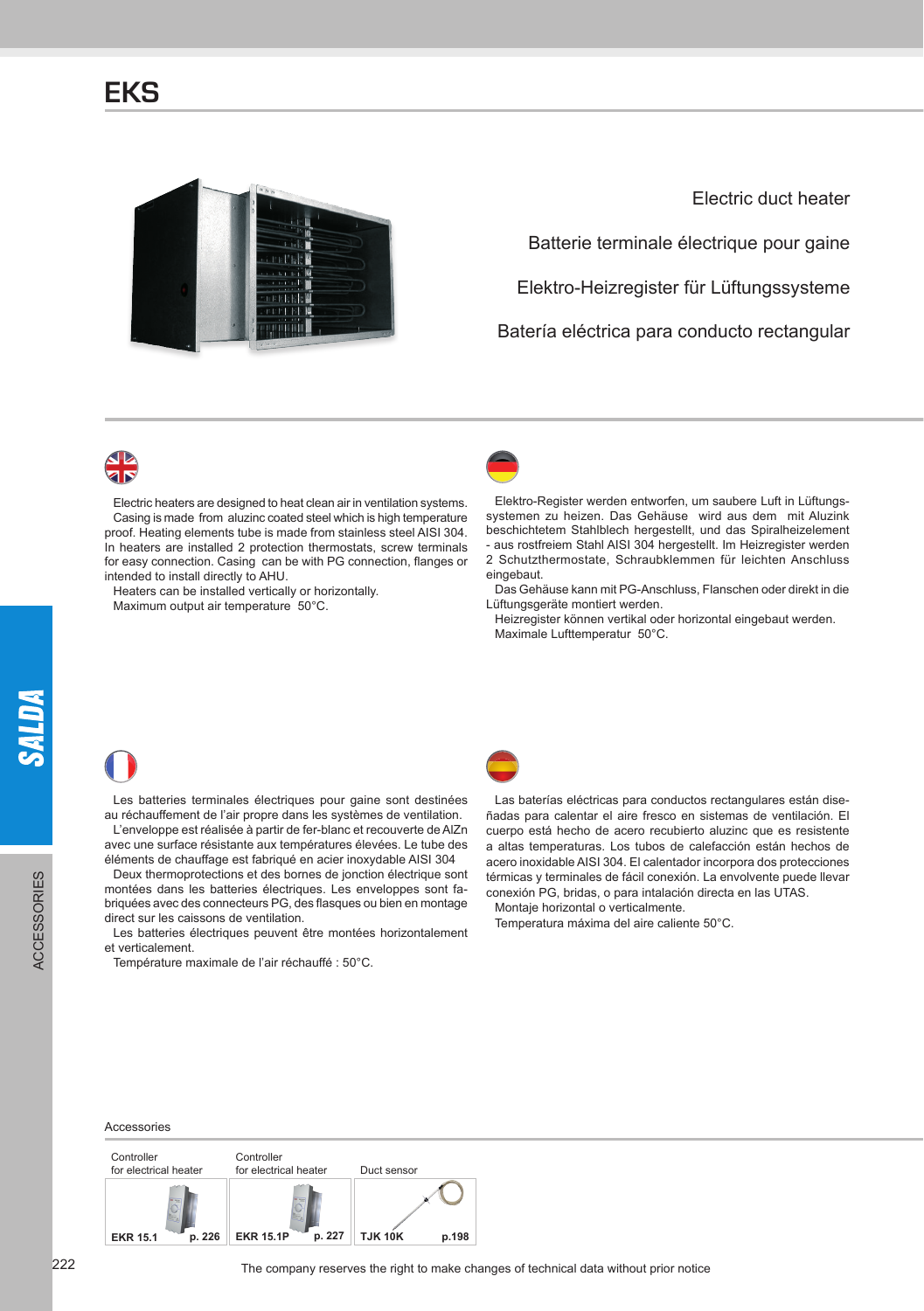# EKS

Electric duct heater

Batterie terminale électrique pour gaine

Elektro-Heizregister für Lüftungssysteme

Batería eléctrica para conducto rectangular

Electric heaters are designed to heat clean air in ventilation systems. Casing is made from aluzinc coated steel which is high temperature proof. Heating elements tube is made from stainless steel AISI 304. In heaters are installed 2 protection thermostats, screw terminals for easy connection. Casing can be with PG connection, flanges or intended to install directly to AHU.

Heaters can be installed vertically or horizontally.

Maximum output air temperature 50°C.

Elektro-Register werden entworfen, um saubere Luft in Lüftungssystemen zu heizen. Das Gehäuse wird aus dem mit Aluzink beschichtetem Stahlblech hergestellt, und das Spiralheizelement - aus rostfreiem Stahl AISI 304 hergestellt. Im Heizregister werden 2 Schutzthermostate, Schraubklemmen für leichten Anschluss eingebaut.

Das Gehäuse kann mit PG-Anschluss, Flanschen oder direkt in die Lüftungsgeräte montiert werden.

Heizregister können vertikal oder horizontal eingebaut werden.

Maximale Lufttemperatur 50°C.

Les batteries terminales électriques pour gaine sont destinées au réchauffement de l'air propre dans les systèmes de ventilation.

L'enveloppe est réalisée à partir de fer-blanc et recouverte de AlZn avec une surface résistante aux températures élevées. Le tube des éléments de chauffage est fabriqué en acier inoxydable AISI 304

Deux thermoprotections et des bornes de jonction électrique sont montées dans les batteries électriques. Les enveloppes sont fabriquées avec des connecteurs PG, des flasques ou bien en montage direct sur les caissons de ventilation.

Les batteries électriques peuvent être montées horizontalement et verticalement.

Température maximale de l'air réchauffé : 50°C.

Las baterías eléctricas para conductos rectangulares están diseñadas para calentar el aire fresco en sistemas de ventilación. El cuerpo está hecho de acero recubierto aluzinc que es resistente a altas temperaturas. Los tubos de calefacción están hechos de acero inoxidable AISI 304. El calentador incorpora dos protecciones térmicas y terminales de fácil conexión. La envolvente puede llevar conexión PG, bridas, o para intalación directa en las UTAS.

Montaje horizontal o verticalmente.

Temperatura máxima del aire caliente 50°C.

Accessories

| Controller for electrical heater | Controller for electrical heater | Duct sensor |
|---|---|---|
| **EKR 15.1** **p. 226** | **EKR 15.1P** **p. 227** | **TJK 10K** **p.198** |

The company reserves the right to make changes of technical data without prior notice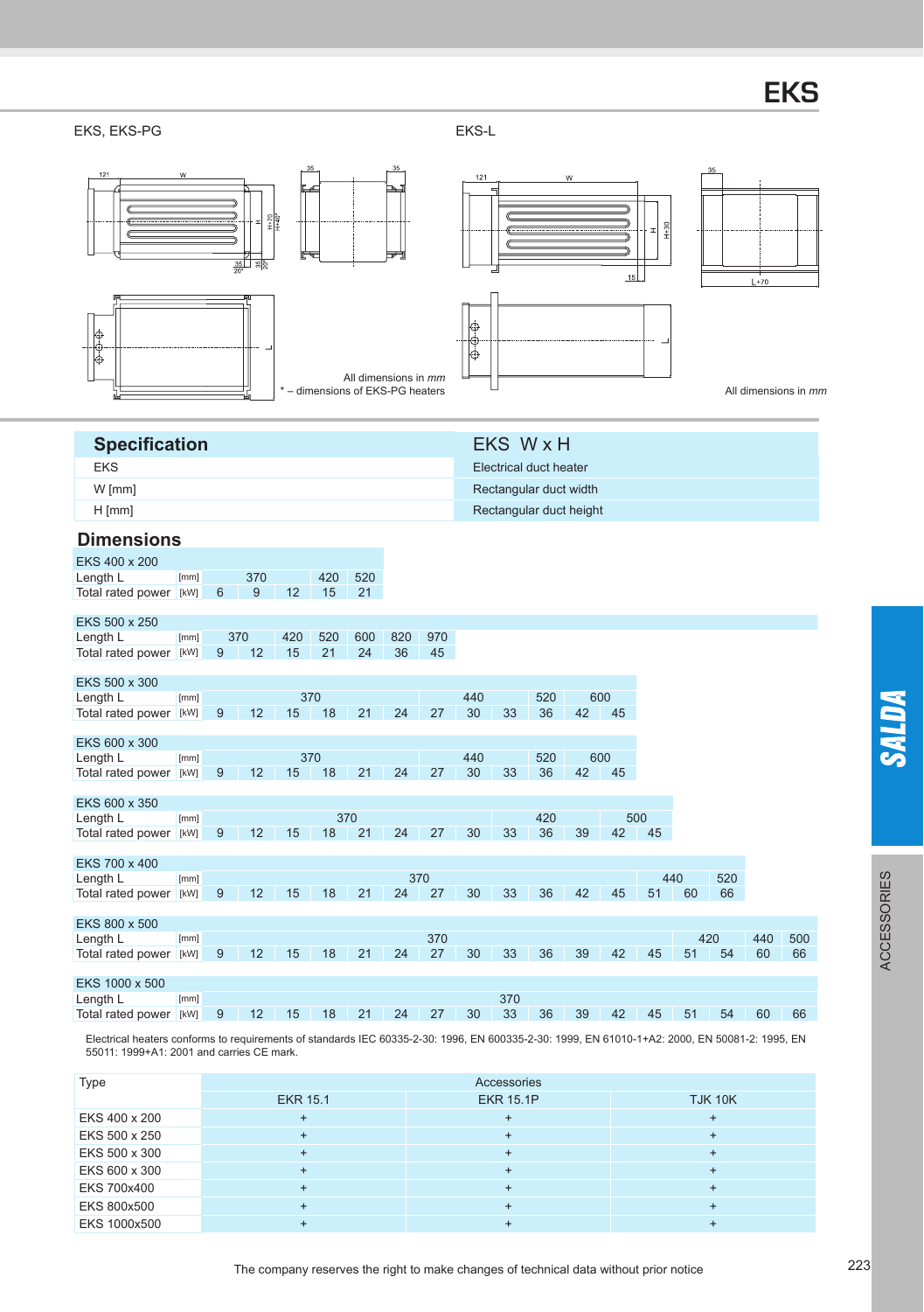# EKS

EKS, EKS-PG

EKS-L

All dimensions in *mm*
* – dimensions of EKS-PG heaters

All dimensions in *mm*

## Specification

| Specification | EKS W x H |
|---|---|
| EKS | Electrical duct heater |
| W [mm] | Rectangular duct width |
| H [mm] | Rectangular duct height |

## Dimensions

**EKS 400 x 200**

| | | | | | | |
|---|---|---|---|---|---|---|
| Length L [mm] | 370 | | | 420 | 520 |
| Total rated power [kW] | 6 | 9 | 12 | 15 | 21 |

**EKS 500 x 250**

| | | | | | | | |
|---|---|---|---|---|---|---|---|
| Length L [mm] | 370 | | 420 | 520 | 600 | 820 | 970 |
| Total rated power [kW] | 9 | 12 | 15 | 21 | 24 | 36 | 45 |

**EKS 500 x 300**

| | | | | | | | | | | | | |
|---|---|---|---|---|---|---|---|---|---|---|---|---|
| Length L [mm] | 370 | | | | | | | 440 | | 520 | 600 | |
| Total rated power [kW] | 9 | 12 | 15 | 18 | 21 | 24 | 27 | 30 | 33 | 36 | 42 | 45 |

**EKS 600 x 300**

| | | | | | | | | | | | | |
|---|---|---|---|---|---|---|---|---|---|---|---|---|
| Length L [mm] | 370 | | | | | | | 440 | | 520 | 600 | |
| Total rated power [kW] | 9 | 12 | 15 | 18 | 21 | 24 | 27 | 30 | 33 | 36 | 42 | 45 |

**EKS 600 x 350**

| | | | | | | | | | | | | | |
|---|---|---|---|---|---|---|---|---|---|---|---|---|---|
| Length L [mm] | 370 | | | | | | | | | 420 | | 500 | |
| Total rated power [kW] | 9 | 12 | 15 | 18 | 21 | 24 | 27 | 30 | 33 | 36 | 39 | 42 | 45 |

**EKS 700 x 400**

| | | | | | | | | | | | | | | | |
|---|---|---|---|---|---|---|---|---|---|---|---|---|---|---|---|
| Length L [mm] | 370 | | | | | | | | | | | | 440 | | 520 |
| Total rated power [kW] | 9 | 12 | 15 | 18 | 21 | 24 | 27 | 30 | 33 | 36 | 42 | 45 | 51 | 60 | 66 |

**EKS 800 x 500**

| | | | | | | | | | | | | | | | | | |
|---|---|---|---|---|---|---|---|---|---|---|---|---|---|---|---|---|---|
| Length L [mm] | 370 | | | | | | | | | | | | | 420 | | 440 | 500 |
| Total rated power [kW] | 9 | 12 | 15 | 18 | 21 | 24 | 27 | 30 | 33 | 36 | 39 | 42 | 45 | 51 | 54 | 60 | 66 |

**EKS 1000 x 500**

| | | | | | | | | | | | | | | | | | |
|---|---|---|---|---|---|---|---|---|---|---|---|---|---|---|---|---|---|
| Length L [mm] | 370 | | | | | | | | | | | | | | | | |
| Total rated power [kW] | 9 | 12 | 15 | 18 | 21 | 24 | 27 | 30 | 33 | 36 | 39 | 42 | 45 | 51 | 54 | 60 | 66 |

Electrical heaters conforms to requirements of standards IEC 60335-2-30: 1996, EN 600335-2-30: 1999, EN 61010-1+A2: 2000, EN 50081-2: 1995, EN 55011: 1999+A1: 2001 and carries CE mark.

| Type | Accessories | | |
|---|---|---|---|
| | EKR 15.1 | EKR 15.1P | TJK 10K |
| EKS 400 x 200 | + | + | + |
| EKS 500 x 250 | + | + | + |
| EKS 500 x 300 | + | + | + |
| EKS 600 x 300 | + | + | + |
| EKS 700x400 | + | + | + |
| EKS 800x500 | + | + | + |
| EKS 1000x500 | + | + | + |

The company reserves the right to make changes of technical data without prior notice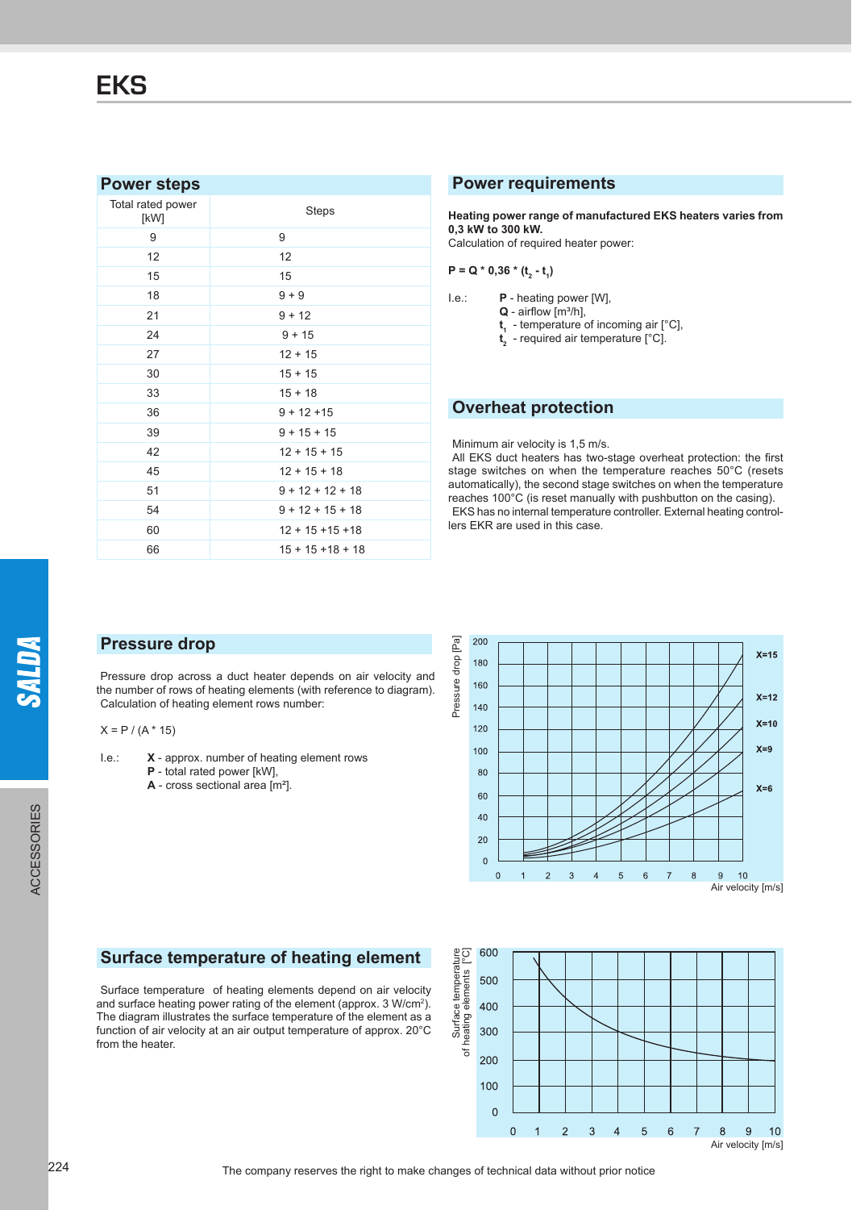# EKS

## Power steps

| Total rated power [kW] | Steps |
|---|---|
| 9 | 9 |
| 12 | 12 |
| 15 | 15 |
| 18 | 9 + 9 |
| 21 | 9 + 12 |
| 24 | 9 + 15 |
| 27 | 12 + 15 |
| 30 | 15 + 15 |
| 33 | 15 + 18 |
| 36 | 9 + 12 +15 |
| 39 | 9 + 15 + 15 |
| 42 | 12 + 15 + 15 |
| 45 | 12 + 15 + 18 |
| 51 | 9 + 12 + 12 + 18 |
| 54 | 9 + 12 + 15 + 18 |
| 60 | 12 + 15 +15 +18 |
| 66 | 15 + 15 +18 + 18 |

## Power requirements

**Heating power range of manufactured EKS heaters varies from 0,3 kW to 300 kW.**
Calculation of required heater power:

**$P = Q * 0,36 * (t_2 - t_1)$**

I.e.:
- **P** - heating power [W],
- **Q** - airflow [m³/h],
- $t_1$ - temperature of incoming air [°C],
- $t_2$ - required air temperature [°C].

## Overheat protection

Minimum air velocity is 1,5 m/s.
All EKS duct heaters has two-stage overheat protection: the first stage switches on when the temperature reaches 50°C (resets automatically), the second stage switches on when the temperature reaches 100°C (is reset manually with pushbutton on the casing).
EKS has no internal temperature controller. External heating controllers EKR are used in this case.

## Pressure drop

Pressure drop across a duct heater depends on air velocity and the number of rows of heating elements (with reference to diagram).
Calculation of heating element rows number:

$X = P / (A * 15)$

I.e.:
- **X** - approx. number of heating element rows
- **P** - total rated power [kW],
- **A** - cross sectional area [m²].

## Surface temperature of heating element

Surface temperature of heating elements depend on air velocity and surface heating power rating of the element (approx. 3 W/cm²). The diagram illustrates the surface temperature of the element as a function of air velocity at an air output temperature of approx. 20°C from the heater.

The company reserves the right to make changes of technical data without prior notice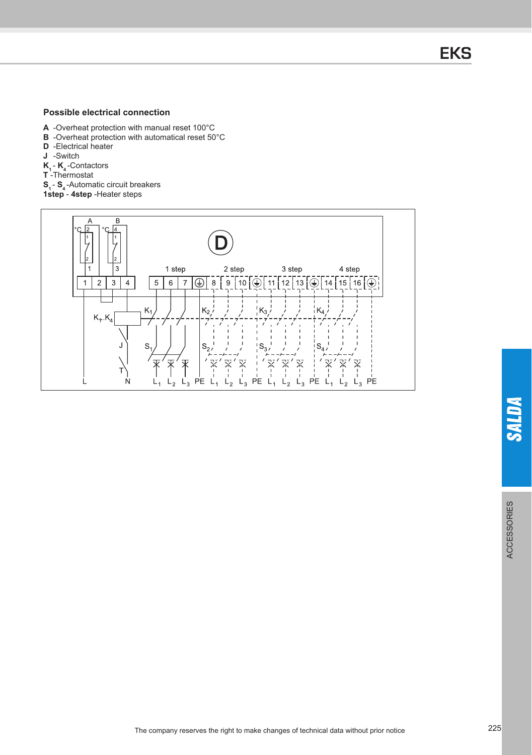## Possible electrical connection

**A** -Overheat protection with manual reset 100°C
**B** -Overheat protection with automatical reset 50°C
**D** -Electrical heater
**J** -Switch
**$K_1$ - $K_4$** -Contactors
**T** -Thermostat
**$S_1$ - $S_4$** -Automatic circuit breakers
**1step** - **4step** -Heater steps

A
B
°C
2
1
2
1
°C
4
1
2
3
D
1 step
2 step
3 step
4 step
1 2 3 4
5 6 7
8 9 10
11 12 13
14 15 16
$K_1$..$K_4$
$K_1$
$K_2$
$K_3$
$K_4$
J
$S_1$
$S_2$
$S_3$
$S_4$
T
L N $L_1$ $L_2$ $L_3$ PE $L_1$ $L_2$ $L_3$ PE $L_1$ $L_2$ $L_3$ PE $L_1$ $L_2$ $L_3$ PE